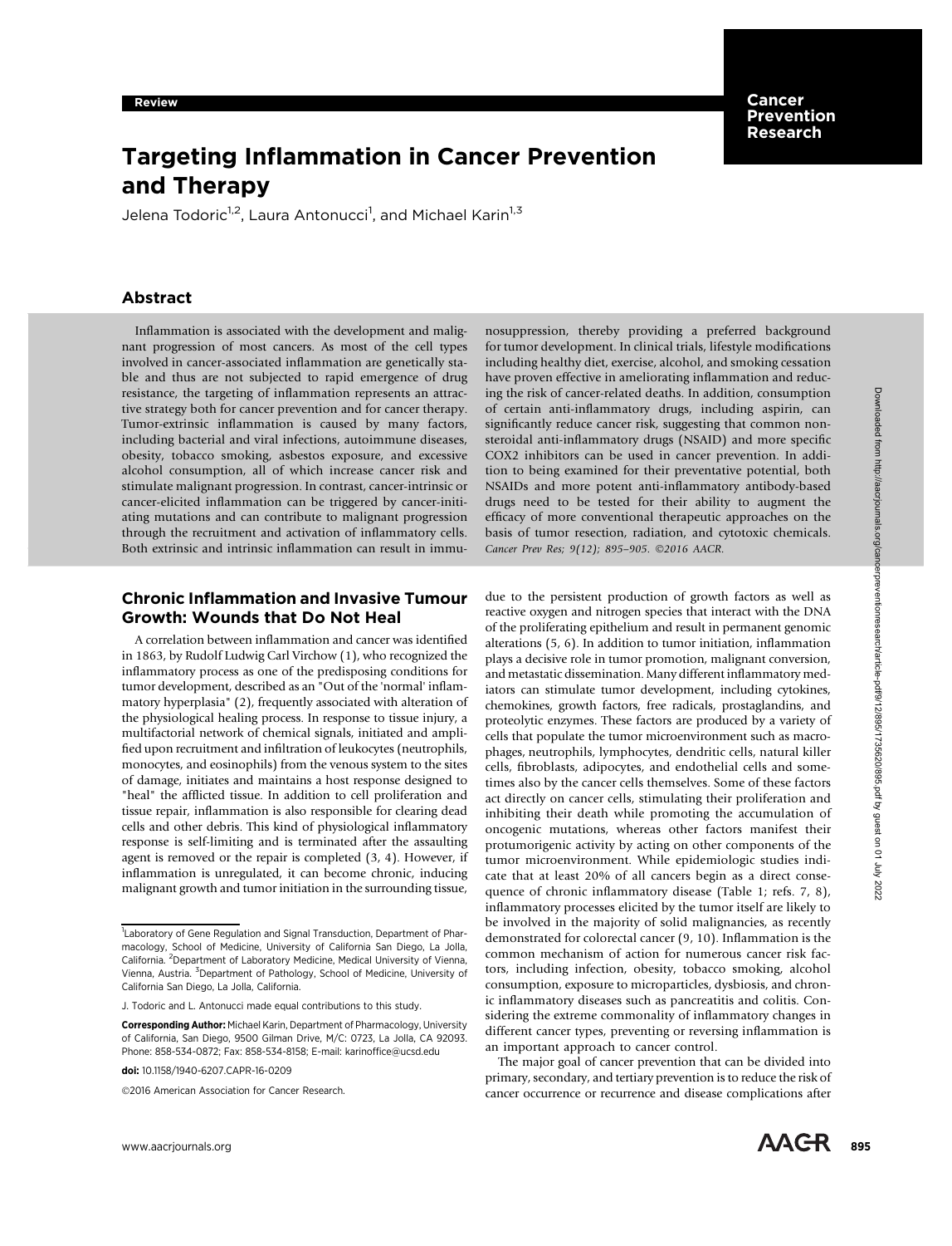Review

# Targeting Inflammation in Cancer Prevention and Therapy

Jelena Todoric[1,2], Laura Antonucci[1], and Michael Karin[1,3]

## Abstract

Inflammation is associated with the development and malignant progression of most cancers. As most of the cell types involved in cancer-associated inflammation are genetically stable and thus are not subjected to rapid emergence of drug resistance, the targeting of inflammation represents an attractive strategy both for cancer prevention and for cancer therapy. Tumor-extrinsic inflammation is caused by many factors, including bacterial and viral infections, autoimmune diseases, obesity, tobacco smoking, asbestos exposure, and excessive alcohol consumption, all of which increase cancer risk and stimulate malignant progression. In contrast, cancer-intrinsic or cancer-elicited inflammation can be triggered by cancer-initiating mutations and can contribute to malignant progression through the recruitment and activation of inflammatory cells. Both extrinsic and intrinsic inflammation can result in immunosuppression, thereby providing a preferred background for tumor development. In clinical trials, lifestyle modifications including healthy diet, exercise, alcohol, and smoking cessation have proven effective in ameliorating inflammation and reducing the risk of cancer-related deaths. In addition, consumption of certain anti-inflammatory drugs, including aspirin, can significantly reduce cancer risk, suggesting that common nonsteroidal anti-inflammatory drugs (NSAID) and more specific COX2 inhibitors can be used in cancer prevention. In addition to being examined for their preventative potential, both NSAIDs and more potent anti-inflammatory antibody-based drugs need to be tested for their ability to augment the efficacy of more conventional therapeutic approaches on the basis of tumor resection, radiation, and cytotoxic chemicals. *Cancer Prev Res; 9(12); 895–905. ©2016 AACR.*

## Chronic Inflammation and Invasive Tumour Growth: Wounds that Do Not Heal

A correlation between inflammation and cancer was identified in 1863, by Rudolf Ludwig Carl Virchow (1), who recognized the inflammatory process as one of the predisposing conditions for tumor development, described as an "Out of the 'normal' inflammatory hyperplasia" (2), frequently associated with alteration of the physiological healing process. In response to tissue injury, a multifactorial network of chemical signals, initiated and amplified upon recruitment and infiltration of leukocytes (neutrophils, monocytes, and eosinophils) from the venous system to the sites of damage, initiates and maintains a host response designed to "heal" the afflicted tissue. In addition to cell proliferation and tissue repair, inflammation is also responsible for clearing dead cells and other debris. This kind of physiological inflammatory response is self-limiting and is terminated after the assaulting agent is removed or the repair is completed (3, 4). However, if inflammation is unregulated, it can become chronic, inducing malignant growth and tumor initiation in the surrounding tissue, due to the persistent production of growth factors as well as reactive oxygen and nitrogen species that interact with the DNA of the proliferating epithelium and result in permanent genomic alterations (5, 6). In addition to tumor initiation, inflammation plays a decisive role in tumor promotion, malignant conversion, and metastatic dissemination. Many different inflammatory mediators can stimulate tumor development, including cytokines, chemokines, growth factors, free radicals, prostaglandins, and proteolytic enzymes. These factors are produced by a variety of cells that populate the tumor microenvironment such as macrophages, neutrophils, lymphocytes, dendritic cells, natural killer cells, fibroblasts, adipocytes, and endothelial cells and sometimes also by the cancer cells themselves. Some of these factors act directly on cancer cells, stimulating their proliferation and inhibiting their death while promoting the accumulation of oncogenic mutations, whereas other factors manifest their protumorigenic activity by acting on other components of the tumor microenvironment. While epidemiologic studies indicate that at least 20% of all cancers begin as a direct consequence of chronic inflammatory disease (Table 1; refs. 7, 8), inflammatory processes elicited by the tumor itself are likely to be involved in the majority of solid malignancies, as recently demonstrated for colorectal cancer (9, 10). Inflammation is the common mechanism of action for numerous cancer risk factors, including infection, obesity, tobacco smoking, alcohol consumption, exposure to microparticles, dysbiosis, and chronic inflammatory diseases such as pancreatitis and colitis. Considering the extreme commonality of inflammatory changes in different cancer types, preventing or reversing inflammation is an important approach to cancer control.

The major goal of cancer prevention that can be divided into primary, secondary, and tertiary prevention is to reduce the risk of cancer occurrence or recurrence and disease complications after

---

[1]Laboratory of Gene Regulation and Signal Transduction, Department of Pharmacology, School of Medicine, University of California San Diego, La Jolla, California. [2]Department of Laboratory Medicine, Medical University of Vienna, Vienna, Austria. [3]Department of Pathology, School of Medicine, University of California San Diego, La Jolla, California.

J. Todoric and L. Antonucci made equal contributions to this study.

**Corresponding Author:** Michael Karin, Department of Pharmacology, University of California, San Diego, 9500 Gilman Drive, M/C: 0723, La Jolla, CA 92093. Phone: 858-534-0872; Fax: 858-534-8158; E-mail: karinoffice@ucsd.edu

**doi:** 10.1158/1940-6207.CAPR-16-0209

©2016 American Association for Cancer Research.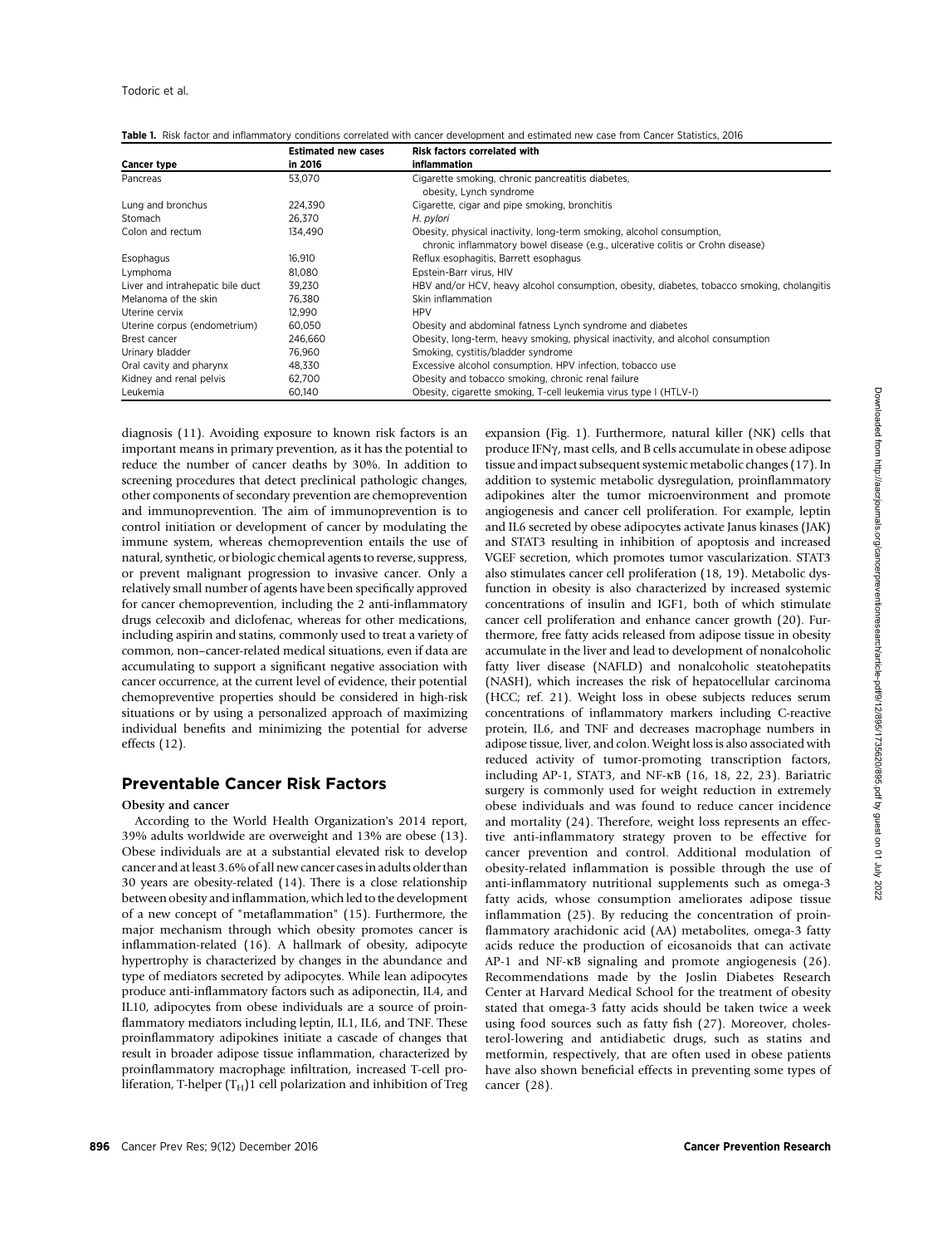**Table 1.** Risk factor and inflammatory conditions correlated with cancer development and estimated new case from Cancer Statistics, 2016

| Cancer type | Estimated new cases in 2016 | Risk factors correlated with inflammation |
|---|---|---|
| Pancreas | 53,070 | Cigarette smoking, chronic pancreatitis diabetes, obesity, Lynch syndrome |
| Lung and bronchus | 224,390 | Cigarette, cigar and pipe smoking, bronchitis |
| Stomach | 26,370 | *H. pylori* |
| Colon and rectum | 134,490 | Obesity, physical inactivity, long-term smoking, alcohol consumption, chronic inflammatory bowel disease (e.g., ulcerative colitis or Crohn disease) |
| Esophagus | 16,910 | Reflux esophagitis, Barrett esophagus |
| Lymphoma | 81,080 | Epstein-Barr virus, HIV |
| Liver and intrahepatic bile duct | 39,230 | HBV and/or HCV, heavy alcohol consumption, obesity, diabetes, tobacco smoking, cholangitis |
| Melanoma of the skin | 76,380 | Skin inflammation |
| Uterine cervix | 12,990 | HPV |
| Uterine corpus (endometrium) | 60,050 | Obesity and abdominal fatness Lynch syndrome and diabetes |
| Brest cancer | 246,660 | Obesity, long-term, heavy smoking, physical inactivity, and alcohol consumption |
| Urinary bladder | 76,960 | Smoking, cystitis/bladder syndrome |
| Oral cavity and pharynx | 48,330 | Excessive alcohol consumption. HPV infection, tobacco use |
| Kidney and renal pelvis | 62,700 | Obesity and tobacco smoking, chronic renal failure |
| Leukemia | 60,140 | Obesity, cigarette smoking, T-cell leukemia virus type I (HTLV-I) |

diagnosis (11). Avoiding exposure to known risk factors is an important means in primary prevention, as it has the potential to reduce the number of cancer deaths by 30%. In addition to screening procedures that detect preclinical pathologic changes, other components of secondary prevention are chemoprevention and immunoprevention. The aim of immunoprevention is to control initiation or development of cancer by modulating the immune system, whereas chemoprevention entails the use of natural, synthetic, or biologic chemical agents to reverse, suppress, or prevent malignant progression to invasive cancer. Only a relatively small number of agents have been specifically approved for cancer chemoprevention, including the 2 anti-inflammatory drugs celecoxib and diclofenac, whereas for other medications, including aspirin and statins, commonly used to treat a variety of common, non–cancer-related medical situations, even if data are accumulating to support a significant negative association with cancer occurrence, at the current level of evidence, their potential chemopreventive properties should be considered in high-risk situations or by using a personalized approach of maximizing individual benefits and minimizing the potential for adverse effects (12).

## Preventable Cancer Risk Factors

### Obesity and cancer

According to the World Health Organization's 2014 report, 39% adults worldwide are overweight and 13% are obese (13). Obese individuals are at a substantial elevated risk to develop cancer and at least 3.6% of all new cancer cases in adults older than 30 years are obesity-related (14). There is a close relationship between obesity and inflammation, which led to the development of a new concept of "metaflammation" (15). Furthermore, the major mechanism through which obesity promotes cancer is inflammation-related (16). A hallmark of obesity, adipocyte hypertrophy is characterized by changes in the abundance and type of mediators secreted by adipocytes. While lean adipocytes produce anti-inflammatory factors such as adiponectin, IL4, and IL10, adipocytes from obese individuals are a source of proinflammatory mediators including leptin, IL1, IL6, and TNF. These proinflammatory adipokines initiate a cascade of changes that result in broader adipose tissue inflammation, characterized by proinflammatory macrophage infiltration, increased T-cell proliferation, T-helper ($T_H$)1 cell polarization and inhibition of Treg expansion (Fig. 1). Furthermore, natural killer (NK) cells that produce IFNγ, mast cells, and B cells accumulate in obese adipose tissue and impact subsequent systemic metabolic changes (17). In addition to systemic metabolic dysregulation, proinflammatory adipokines alter the tumor microenvironment and promote angiogenesis and cancer cell proliferation. For example, leptin and IL6 secreted by obese adipocytes activate Janus kinases (JAK) and STAT3 resulting in inhibition of apoptosis and increased VGEF secretion, which promotes tumor vascularization. STAT3 also stimulates cancer cell proliferation (18, 19). Metabolic dysfunction in obesity is also characterized by increased systemic concentrations of insulin and IGF1, both of which stimulate cancer cell proliferation and enhance cancer growth (20). Furthermore, free fatty acids released from adipose tissue in obesity accumulate in the liver and lead to development of nonalcoholic fatty liver disease (NAFLD) and nonalcoholic steatohepatits (NASH), which increases the risk of hepatocellular carcinoma (HCC; ref. 21). Weight loss in obese subjects reduces serum concentrations of inflammatory markers including C-reactive protein, IL6, and TNF and decreases macrophage numbers in adipose tissue, liver, and colon. Weight loss is also associated with reduced activity of tumor-promoting transcription factors, including AP-1, STAT3, and NF-κB (16, 18, 22, 23). Bariatric surgery is commonly used for weight reduction in extremely obese individuals and was found to reduce cancer incidence and mortality (24). Therefore, weight loss represents an effective anti-inflammatory strategy proven to be effective for cancer prevention and control. Additional modulation of obesity-related inflammation is possible through the use of anti-inflammatory nutritional supplements such as omega-3 fatty acids, whose consumption ameliorates adipose tissue inflammation (25). By reducing the concentration of proinflammatory arachidonic acid (AA) metabolites, omega-3 fatty acids reduce the production of eicosanoids that can activate AP-1 and NF-κB signaling and promote angiogenesis (26). Recommendations made by the Joslin Diabetes Research Center at Harvard Medical School for the treatment of obesity stated that omega-3 fatty acids should be taken twice a week using food sources such as fatty fish (27). Moreover, cholesterol-lowering and antidiabetic drugs, such as statins and metformin, respectively, that are often used in obese patients have also shown beneficial effects in preventing some types of cancer (28).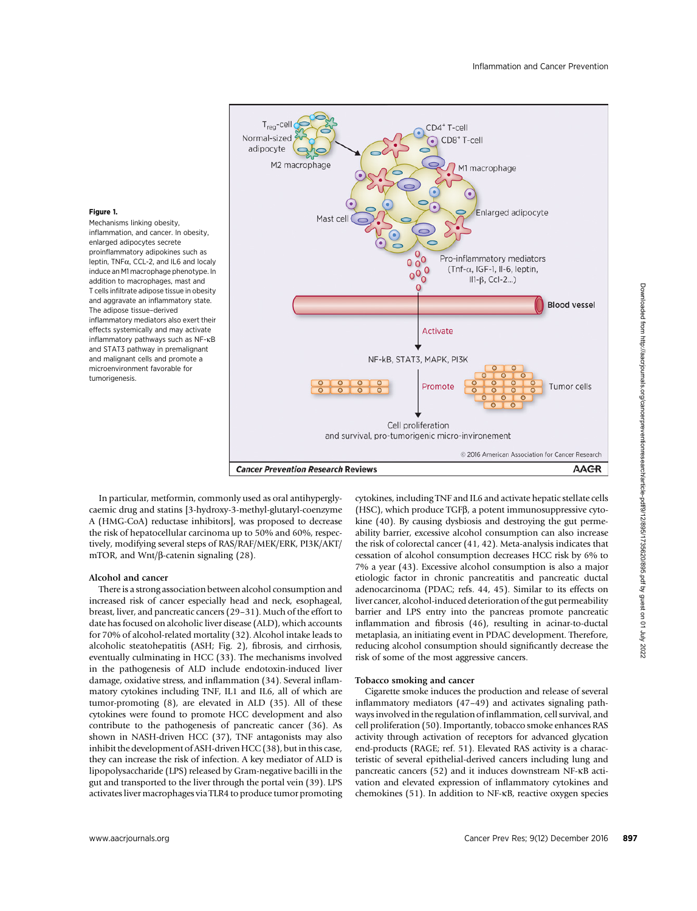**Figure 1.**
Mechanisms linking obesity, inflammation, and cancer. In obesity, enlarged adipocytes secrete proinflammatory adipokines such as leptin, TNFα, CCL-2, and IL6 and localy induce an M1 macrophage phenotype. In addition to macrophages, mast and T cells infiltrate adipose tissue in obesity and aggravate an inflammatory state. The adipose tissue–derived inflammatory mediators also exert their effects systemically and may activate inflammatory pathways such as NF-κB and STAT3 pathway in premalignant and malignant cells and promote a microenvironment favorable for tumorigenesis.

In particular, metformin, commonly used as oral antihyperglycaemic drug and statins [3-hydroxy-3-methyl-glutaryl-coenzyme A (HMG-CoA) reductase inhibitors], was proposed to decrease the risk of hepatocellular carcinoma up to 50% and 60%, respectively, modifying several steps of RAS/RAF/MEK/ERK, PI3K/AKT/mTOR, and Wnt/β-catenin signaling (28).

### Alcohol and cancer

There is a strong association between alcohol consumption and increased risk of cancer especially head and neck, esophageal, breast, liver, and pancreatic cancers (29–31). Much of the effort to date has focused on alcoholic liver disease (ALD), which accounts for 70% of alcohol-related mortality (32). Alcohol intake leads to alcoholic steatohepatitis (ASH; Fig. 2), fibrosis, and cirrhosis, eventually culminating in HCC (33). The mechanisms involved in the pathogenesis of ALD include endotoxin-induced liver damage, oxidative stress, and inflammation (34). Several inflammatory cytokines including TNF, IL1 and IL6, all of which are tumor-promoting (8), are elevated in ALD (35). All of these cytokines were found to promote HCC development and also contribute to the pathogenesis of pancreatic cancer (36). As shown in NASH-driven HCC (37), TNF antagonists may also inhibit the development of ASH-driven HCC (38), but in this case, they can increase the risk of infection. A key mediator of ALD is lipopolysaccharide (LPS) released by Gram-negative bacilli in the gut and transported to the liver through the portal vein (39). LPS activates liver macrophages via TLR4 to produce tumor promoting cytokines, including TNF and IL6 and activate hepatic stellate cells (HSC), which produce TGFβ, a potent immunosuppressive cytokine (40). By causing dysbiosis and destroying the gut permeability barrier, excessive alcohol consumption can also increase the risk of colorectal cancer (41, 42). Meta-analysis indicates that cessation of alcohol consumption decreases HCC risk by 6% to 7% a year (43). Excessive alcohol consumption is also a major etiologic factor in chronic pancreatitis and pancreatic ductal adenocarcinoma (PDAC; refs. 44, 45). Similar to its effects on liver cancer, alcohol-induced deterioration of the gut permeability barrier and LPS entry into the pancreas promote pancreatic inflammation and fibrosis (46), resulting in acinar-to-ductal metaplasia, an initiating event in PDAC development. Therefore, reducing alcohol consumption should significantly decrease the risk of some of the most aggressive cancers.

### Tobacco smoking and cancer

Cigarette smoke induces the production and release of several inflammatory mediators (47–49) and activates signaling pathways involved in the regulation of inflammation, cell survival, and cell proliferation (50). Importantly, tobacco smoke enhances RAS activity through activation of receptors for advanced glycation end-products (RAGE; ref. 51). Elevated RAS activity is a characteristic of several epithelial-derived cancers including lung and pancreatic cancers (52) and it induces downstream NF-κB activation and elevated expression of inflammatory cytokines and chemokines (51). In addition to NF-κB, reactive oxygen species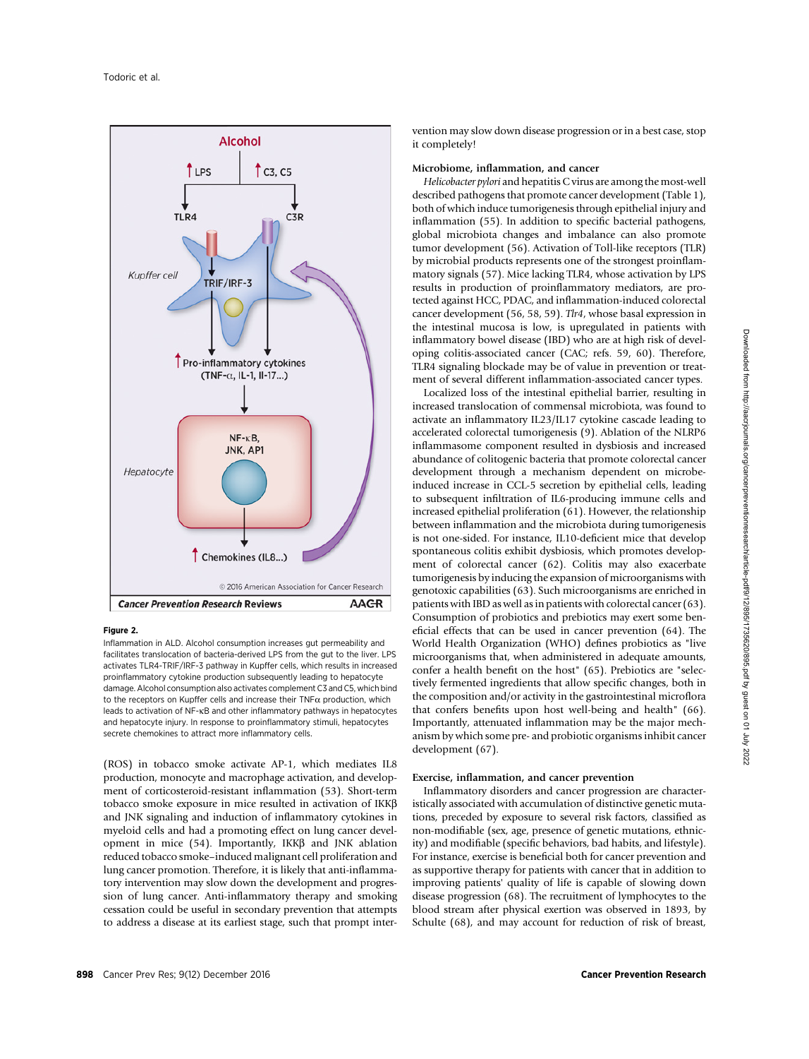**Figure 2.**

Inflammation in ALD. Alcohol consumption increases gut permeability and facilitates translocation of bacteria-derived LPS from the gut to the liver. LPS activates TLR4-TRIF/IRF-3 pathway in Kupffer cells, which results in increased proinflammatory cytokine production subsequently leading to hepatocyte damage. Alcohol consumption also activates complement C3 and C5, which bind to the receptors on Kupffer cells and increase their TNFα production, which leads to activation of NF-κB and other inflammatory pathways in hepatocytes and hepatocyte injury. In response to proinflammatory stimuli, hepatocytes secrete chemokines to attract more inflammatory cells.

(ROS) in tobacco smoke activate AP-1, which mediates IL8 production, monocyte and macrophage activation, and development of corticosteroid-resistant inflammation (53). Short-term tobacco smoke exposure in mice resulted in activation of IKKβ and JNK signaling and induction of inflammatory cytokines in myeloid cells and had a promoting effect on lung cancer development in mice (54). Importantly, IKKβ and JNK ablation reduced tobacco smoke–induced malignant cell proliferation and lung cancer promotion. Therefore, it is likely that anti-inflammatory intervention may slow down the development and progression of lung cancer. Anti-inflammatory therapy and smoking cessation could be useful in secondary prevention that attempts to address a disease at its earliest stage, such that prompt intervention may slow down disease progression or in a best case, stop it completely!

### Microbiome, inflammation, and cancer

*Helicobacter pylori* and hepatitis C virus are among the most-well described pathogens that promote cancer development (Table 1), both of which induce tumorigenesis through epithelial injury and inflammation (55). In addition to specific bacterial pathogens, global microbiota changes and imbalance can also promote tumor development (56). Activation of Toll-like receptors (TLR) by microbial products represents one of the strongest proinflammatory signals (57). Mice lacking TLR4, whose activation by LPS results in production of proinflammatory mediators, are protected against HCC, PDAC, and inflammation-induced colorectal cancer development (56, 58, 59). *Tlr4*, whose basal expression in the intestinal mucosa is low, is upregulated in patients with inflammatory bowel disease (IBD) who are at high risk of developing colitis-associated cancer (CAC; refs. 59, 60). Therefore, TLR4 signaling blockade may be of value in prevention or treatment of several different inflammation-associated cancer types.

Localized loss of the intestinal epithelial barrier, resulting in increased translocation of commensal microbiota, was found to activate an inflammatory IL23/IL17 cytokine cascade leading to accelerated colorectal tumorigenesis (9). Ablation of the NLRP6 inflammasome component resulted in dysbiosis and increased abundance of colitogenic bacteria that promote colorectal cancer development through a mechanism dependent on microbe-induced increase in CCL-5 secretion by epithelial cells, leading to subsequent infiltration of IL6-producing immune cells and increased epithelial proliferation (61). However, the relationship between inflammation and the microbiota during tumorigenesis is not one-sided. For instance, IL10-deficient mice that develop spontaneous colitis exhibit dysbiosis, which promotes development of colorectal cancer (62). Colitis may also exacerbate tumorigenesis by inducing the expansion of microorganisms with genotoxic capabilities (63). Such microorganisms are enriched in patients with IBD as well as in patients with colorectal cancer (63). Consumption of probiotics and prebiotics may exert some beneficial effects that can be used in cancer prevention (64). The World Health Organization (WHO) defines probiotics as "live microorganisms that, when administered in adequate amounts, confer a health benefit on the host" (65). Prebiotics are "selectively fermented ingredients that allow specific changes, both in the composition and/or activity in the gastrointestinal microflora that confers benefits upon host well-being and health" (66). Importantly, attenuated inflammation may be the major mechanism by which some pre- and probiotic organisms inhibit cancer development (67).

### Exercise, inflammation, and cancer prevention

Inflammatory disorders and cancer progression are characteristically associated with accumulation of distinctive genetic mutations, preceded by exposure to several risk factors, classified as non-modifiable (sex, age, presence of genetic mutations, ethnicity) and modifiable (specific behaviors, bad habits, and lifestyle). For instance, exercise is beneficial both for cancer prevention and as supportive therapy for patients with cancer that in addition to improving patients' quality of life is capable of slowing down disease progression (68). The recruitment of lymphocytes to the blood stream after physical exertion was observed in 1893, by Schulte (68), and may account for reduction of risk of breast,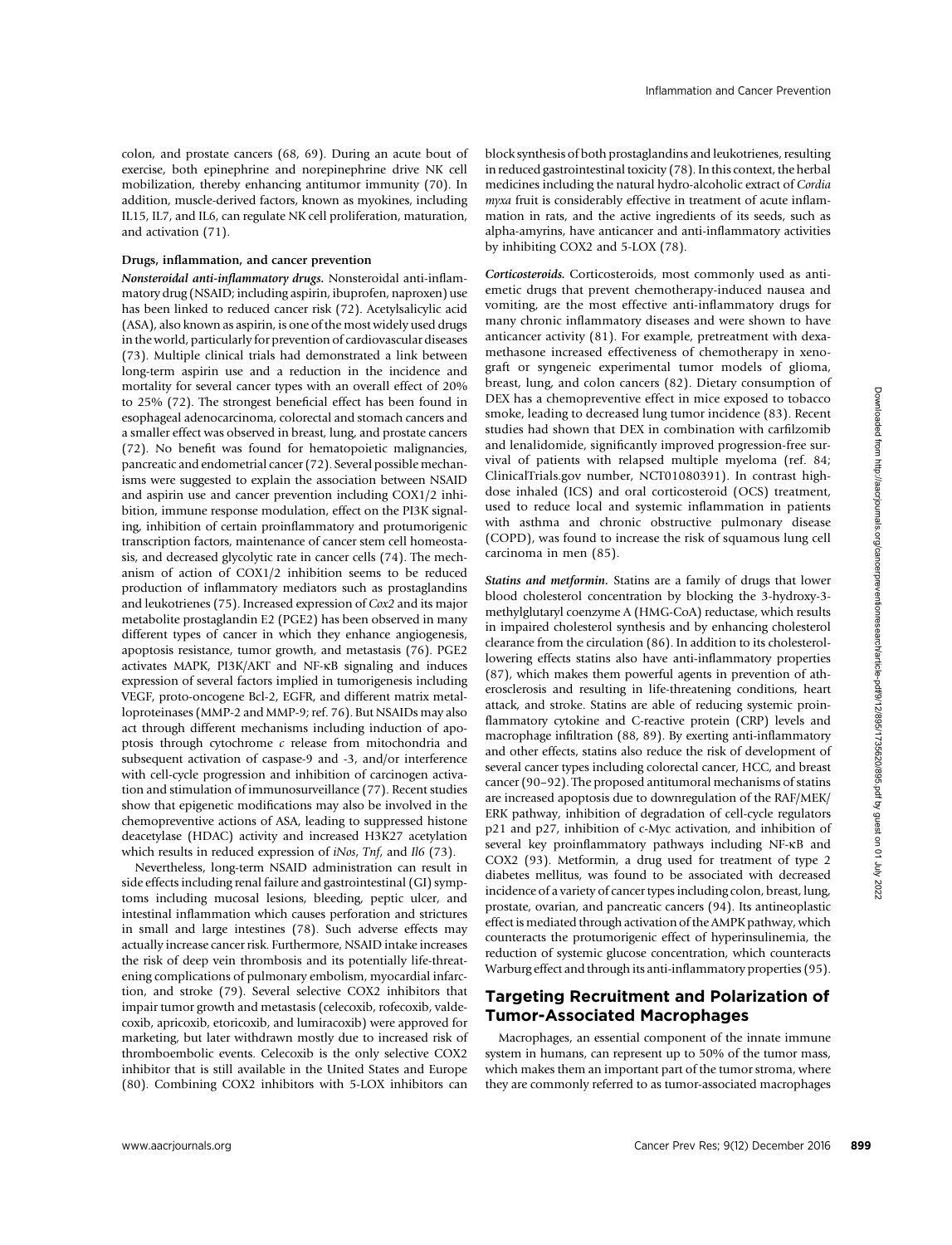colon, and prostate cancers (68, 69). During an acute bout of exercise, both epinephrine and norepinephrine drive NK cell mobilization, thereby enhancing antitumor immunity (70). In addition, muscle-derived factors, known as myokines, including IL15, IL7, and IL6, can regulate NK cell proliferation, maturation, and activation (71).

#### Drugs, inflammation, and cancer prevention

***Nonsteroidal anti-inflammatory drugs.*** Nonsteroidal anti-inflammatory drug (NSAID; including aspirin, ibuprofen, naproxen) use has been linked to reduced cancer risk (72). Acetylsalicylic acid (ASA), also known as aspirin, is one of the most widely used drugs in the world, particularly for prevention of cardiovascular diseases (73). Multiple clinical trials had demonstrated a link between long-term aspirin use and a reduction in the incidence and mortality for several cancer types with an overall effect of 20% to 25% (72). The strongest beneficial effect has been found in esophageal adenocarcinoma, colorectal and stomach cancers and a smaller effect was observed in breast, lung, and prostate cancers (72). No benefit was found for hematopoietic malignancies, pancreatic and endometrial cancer (72). Several possible mechanisms were suggested to explain the association between NSAID and aspirin use and cancer prevention including COX1/2 inhibition, immune response modulation, effect on the PI3K signaling, inhibition of certain proinflammatory and protumorigenic transcription factors, maintenance of cancer stem cell homeostasis, and decreased glycolytic rate in cancer cells (74). The mechanism of action of COX1/2 inhibition seems to be reduced production of inflammatory mediators such as prostaglandins and leukotrienes (75). Increased expression of *Cox2* and its major metabolite prostaglandin E2 (PGE2) has been observed in many different types of cancer in which they enhance angiogenesis, apoptosis resistance, tumor growth, and metastasis (76). PGE2 activates MAPK, PI3K/AKT and NF-κB signaling and induces expression of several factors implied in tumorigenesis including VEGF, proto-oncogene Bcl-2, EGFR, and different matrix metalloproteinases (MMP-2 and MMP-9; ref. 76). But NSAIDs may also act through different mechanisms including induction of apoptosis through cytochrome *c* release from mitochondria and subsequent activation of caspase-9 and -3, and/or interference with cell-cycle progression and inhibition of carcinogen activation and stimulation of immunosurveillance (77). Recent studies show that epigenetic modifications may also be involved in the chemopreventive actions of ASA, leading to suppressed histone deacetylase (HDAC) activity and increased H3K27 acetylation which results in reduced expression of *iNos*, *Tnf*, and *Il6* (73).

Nevertheless, long-term NSAID administration can result in side effects including renal failure and gastrointestinal (GI) symptoms including mucosal lesions, bleeding, peptic ulcer, and intestinal inflammation which causes perforation and strictures in small and large intestines (78). Such adverse effects may actually increase cancer risk. Furthermore, NSAID intake increases the risk of deep vein thrombosis and its potentially life-threatening complications of pulmonary embolism, myocardial infarction, and stroke (79). Several selective COX2 inhibitors that impair tumor growth and metastasis (celecoxib, rofecoxib, valdecoxib, apricoxib, etoricoxib, and lumiracoxib) were approved for marketing, but later withdrawn mostly due to increased risk of thromboembolic events. Celecoxib is the only selective COX2 inhibitor that is still available in the United States and Europe (80). Combining COX2 inhibitors with 5-LOX inhibitors can block synthesis of both prostaglandins and leukotrienes, resulting in reduced gastrointestinal toxicity (78). In this context, the herbal medicines including the natural hydro-alcoholic extract of *Cordia myxa* fruit is considerably effective in treatment of acute inflammation in rats, and the active ingredients of its seeds, such as alpha-amyrins, have anticancer and anti-inflammatory activities by inhibiting COX2 and 5-LOX (78).

***Corticosteroids.*** Corticosteroids, most commonly used as antiemetic drugs that prevent chemotherapy-induced nausea and vomiting, are the most effective anti-inflammatory drugs for many chronic inflammatory diseases and were shown to have anticancer activity (81). For example, pretreatment with dexamethasone increased effectiveness of chemotherapy in xenograft or syngeneic experimental tumor models of glioma, breast, lung, and colon cancers (82). Dietary consumption of DEX has a chemopreventive effect in mice exposed to tobacco smoke, leading to decreased lung tumor incidence (83). Recent studies had shown that DEX in combination with carfilzomib and lenalidomide, significantly improved progression-free survival of patients with relapsed multiple myeloma (ref. 84; ClinicalTrials.gov number, NCT01080391). In contrast high-dose inhaled (ICS) and oral corticosteroid (OCS) treatment, used to reduce local and systemic inflammation in patients with asthma and chronic obstructive pulmonary disease (COPD), was found to increase the risk of squamous lung cell carcinoma in men (85).

***Statins and metformin.*** Statins are a family of drugs that lower blood cholesterol concentration by blocking the 3-hydroxy-3-methylglutaryl coenzyme A (HMG-CoA) reductase, which results in impaired cholesterol synthesis and by enhancing cholesterol clearance from the circulation (86). In addition to its cholesterol-lowering effects statins also have anti-inflammatory properties (87), which makes them powerful agents in prevention of atherosclerosis and resulting in life-threatening conditions, heart attack, and stroke. Statins are able of reducing systemic proinflammatory cytokine and C-reactive protein (CRP) levels and macrophage infiltration (88, 89). By exerting anti-inflammatory and other effects, statins also reduce the risk of development of several cancer types including colorectal cancer, HCC, and breast cancer (90–92). The proposed antitumoral mechanisms of statins are increased apoptosis due to downregulation of the RAF/MEK/ERK pathway, inhibition of degradation of cell-cycle regulators p21 and p27, inhibition of c-Myc activation, and inhibition of several key proinflammatory pathways including NF-κB and COX2 (93). Metformin, a drug used for treatment of type 2 diabetes mellitus, was found to be associated with decreased incidence of a variety of cancer types including colon, breast, lung, prostate, ovarian, and pancreatic cancers (94). Its antineoplastic effect is mediated through activation of the AMPK pathway, which counteracts the protumorigenic effect of hyperinsulinemia, the reduction of systemic glucose concentration, which counteracts Warburg effect and through its anti-inflammatory properties (95).

## Targeting Recruitment and Polarization of Tumor-Associated Macrophages

Macrophages, an essential component of the innate immune system in humans, can represent up to 50% of the tumor mass, which makes them an important part of the tumor stroma, where they are commonly referred to as tumor-associated macrophages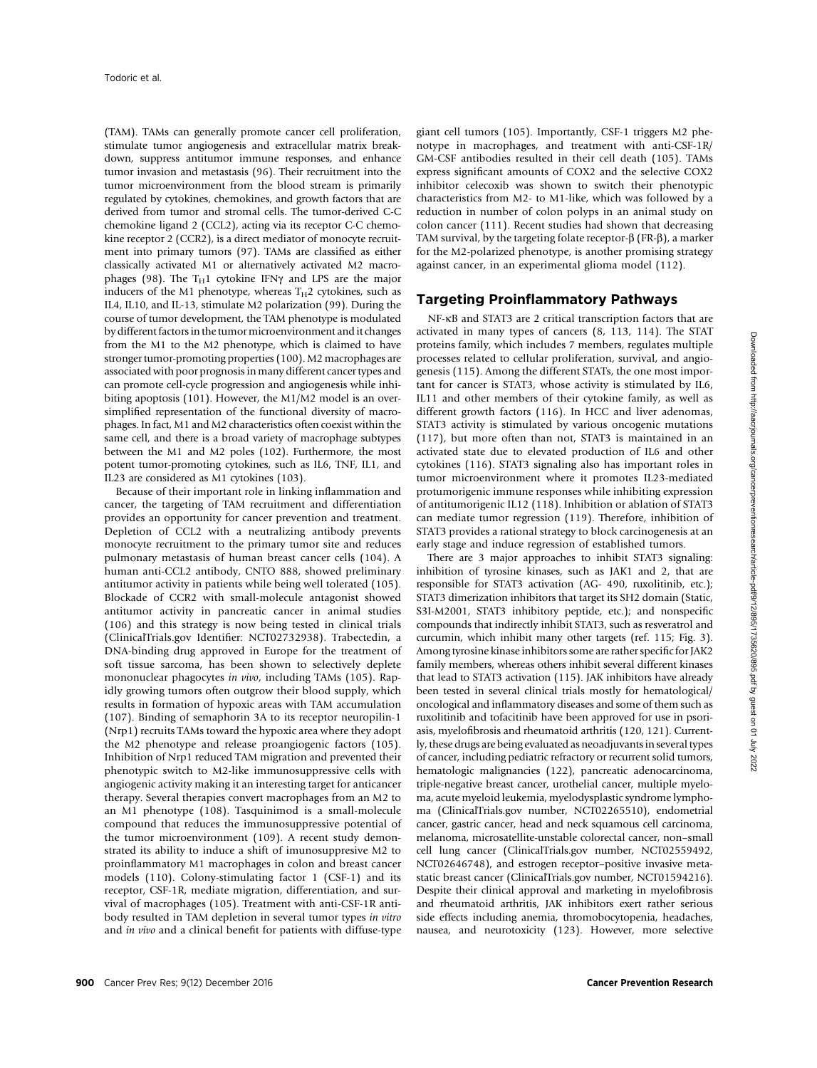(TAM). TAMs can generally promote cancer cell proliferation, stimulate tumor angiogenesis and extracellular matrix breakdown, suppress antitumor immune responses, and enhance tumor invasion and metastasis (96). Their recruitment into the tumor microenvironment from the blood stream is primarily regulated by cytokines, chemokines, and growth factors that are derived from tumor and stromal cells. The tumor-derived C-C chemokine ligand 2 (CCL2), acting via its receptor C-C chemokine receptor 2 (CCR2), is a direct mediator of monocyte recruitment into primary tumors (97). TAMs are classified as either classically activated M1 or alternatively activated M2 macrophages (98). The $T_H1$ cytokine IFNγ and LPS are the major inducers of the M1 phenotype, whereas $T_H2$ cytokines, such as IL4, IL10, and IL-13, stimulate M2 polarization (99). During the course of tumor development, the TAM phenotype is modulated by different factors in the tumor microenvironment and it changes from the M1 to the M2 phenotype, which is claimed to have stronger tumor-promoting properties (100). M2 macrophages are associated with poor prognosis in many different cancer types and can promote cell-cycle progression and angiogenesis while inhibiting apoptosis (101). However, the M1/M2 model is an oversimplified representation of the functional diversity of macrophages. In fact, M1 and M2 characteristics often coexist within the same cell, and there is a broad variety of macrophage subtypes between the M1 and M2 poles (102). Furthermore, the most potent tumor-promoting cytokines, such as IL6, TNF, IL1, and IL23 are considered as M1 cytokines (103).

Because of their important role in linking inflammation and cancer, the targeting of TAM recruitment and differentiation provides an opportunity for cancer prevention and treatment. Depletion of CCL2 with a neutralizing antibody prevents monocyte recruitment to the primary tumor site and reduces pulmonary metastasis of human breast cancer cells (104). A human anti-CCL2 antibody, CNTO 888, showed preliminary antitumor activity in patients while being well tolerated (105). Blockade of CCR2 with small-molecule antagonist showed antitumor activity in pancreatic cancer in animal studies (106) and this strategy is now being tested in clinical trials (ClinicalTrials.gov Identifier: NCT02732938). Trabectedin, a DNA-binding drug approved in Europe for the treatment of soft tissue sarcoma, has been shown to selectively deplete mononuclear phagocytes *in vivo*, including TAMs (105). Rapidly growing tumors often outgrow their blood supply, which results in formation of hypoxic areas with TAM accumulation (107). Binding of semaphorin 3A to its receptor neuropilin-1 (Nrp1) recruits TAMs toward the hypoxic area where they adopt the M2 phenotype and release proangiogenic factors (105). Inhibition of Nrp1 reduced TAM migration and prevented their phenotypic switch to M2-like immunosuppressive cells with angiogenic activity making it an interesting target for anticancer therapy. Several therapies convert macrophages from an M2 to an M1 phenotype (108). Tasquinimod is a small-molecule compound that reduces the immunosuppressive potential of the tumor microenvironment (109). A recent study demonstrated its ability to induce a shift of imunosuppresive M2 to proinflammatory M1 macrophages in colon and breast cancer models (110). Colony-stimulating factor 1 (CSF-1) and its receptor, CSF-1R, mediate migration, differentiation, and survival of macrophages (105). Treatment with anti-CSF-1R antibody resulted in TAM depletion in several tumor types *in vitro* and *in vivo* and a clinical benefit for patients with diffuse-type giant cell tumors (105). Importantly, CSF-1 triggers M2 phenotype in macrophages, and treatment with anti-CSF-1R/GM-CSF antibodies resulted in their cell death (105). TAMs express significant amounts of COX2 and the selective COX2 inhibitor celecoxib was shown to switch their phenotypic characteristics from M2- to M1-like, which was followed by a reduction in number of colon polyps in an animal study on colon cancer (111). Recent studies had shown that decreasing TAM survival, by the targeting folate receptor-β (FR-β), a marker for the M2-polarized phenotype, is another promising strategy against cancer, in an experimental glioma model (112).

## Targeting Proinflammatory Pathways

NF-κB and STAT3 are 2 critical transcription factors that are activated in many types of cancers (8, 113, 114). The STAT proteins family, which includes 7 members, regulates multiple processes related to cellular proliferation, survival, and angiogenesis (115). Among the different STATs, the one most important for cancer is STAT3, whose activity is stimulated by IL6, IL11 and other members of their cytokine family, as well as different growth factors (116). In HCC and liver adenomas, STAT3 activity is stimulated by various oncogenic mutations (117), but more often than not, STAT3 is maintained in an activated state due to elevated production of IL6 and other cytokines (116). STAT3 signaling also has important roles in tumor microenvironment where it promotes IL23-mediated protumorigenic immune responses while inhibiting expression of antitumorigenic IL12 (118). Inhibition or ablation of STAT3 can mediate tumor regression (119). Therefore, inhibition of STAT3 provides a rational strategy to block carcinogenesis at an early stage and induce regression of established tumors.

There are 3 major approaches to inhibit STAT3 signaling: inhibition of tyrosine kinases, such as JAK1 and 2, that are responsible for STAT3 activation (AG- 490, ruxolitinib, etc.); STAT3 dimerization inhibitors that target its SH2 domain (Static, S3I-M2001, STAT3 inhibitory peptide, etc.); and nonspecific compounds that indirectly inhibit STAT3, such as resveratrol and curcumin, which inhibit many other targets (ref. 115; Fig. 3). Among tyrosine kinase inhibitors some are rather specific for JAK2 family members, whereas others inhibit several different kinases that lead to STAT3 activation (115). JAK inhibitors have already been tested in several clinical trials mostly for hematological/oncological and inflammatory diseases and some of them such as ruxolitinib and tofacitinib have been approved for use in psoriasis, myelofibrosis and rheumatoid arthritis (120, 121). Currently, these drugs are being evaluated as neoadjuvants in several types of cancer, including pediatric refractory or recurrent solid tumors, hematologic malignancies (122), pancreatic adenocarcinoma, triple-negative breast cancer, urothelial cancer, multiple myeloma, acute myeloid leukemia, myelodysplastic syndrome lymphoma (ClinicalTrials.gov number, NCT02265510), endometrial cancer, gastric cancer, head and neck squamous cell carcinoma, melanoma, microsatellite-unstable colorectal cancer, non–small cell lung cancer (ClinicalTrials.gov number, NCT02559492, NCT02646748), and estrogen receptor–positive invasive metastatic breast cancer (ClinicalTrials.gov number, NCT01594216). Despite their clinical approval and marketing in myelofibrosis and rheumatoid arthritis, JAK inhibitors exert rather serious side effects including anemia, thrombocytopenia, headaches, nausea, and neurotoxicity (123). However, more selective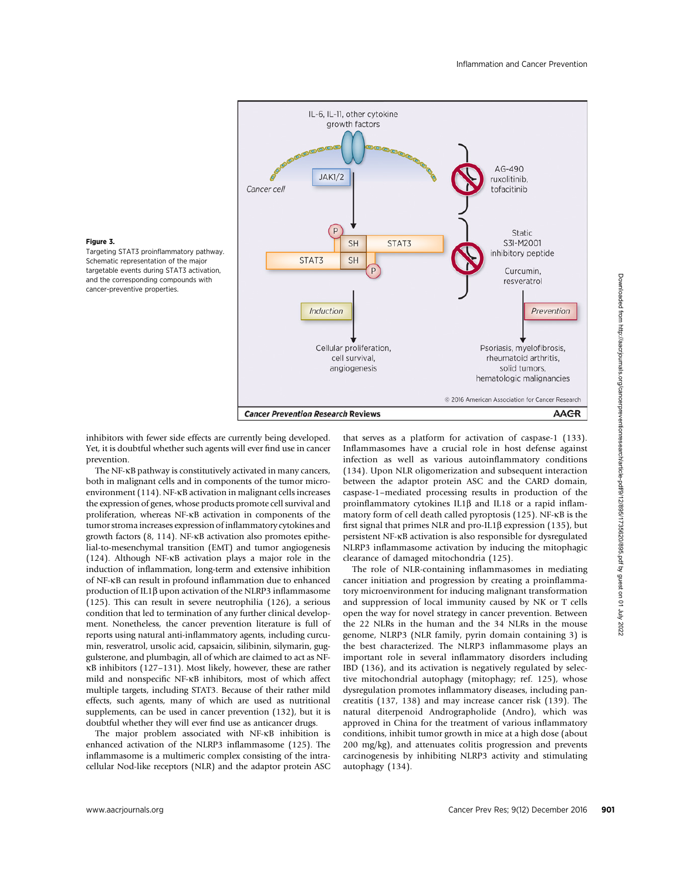**Figure 3.**
Targeting STAT3 proinflammatory pathway. Schematic representation of the major targetable events during STAT3 activation, and the corresponding compounds with cancer-preventive properties.

inhibitors with fewer side effects are currently being developed. Yet, it is doubtful whether such agents will ever find use in cancer prevention.

The NF-κB pathway is constitutively activated in many cancers, both in malignant cells and in components of the tumor microenvironment (114). NF-κB activation in malignant cells increases the expression of genes, whose products promote cell survival and proliferation, whereas NF-κB activation in components of the tumor stroma increases expression of inflammatory cytokines and growth factors (8, 114). NF-κB activation also promotes epithelial-to-mesenchymal transition (EMT) and tumor angiogenesis (124). Although NF-κB activation plays a major role in the induction of inflammation, long-term and extensive inhibition of NF-κB can result in profound inflammation due to enhanced production of IL1β upon activation of the NLRP3 inflammasome (125). This can result in severe neutrophilia (126), a serious condition that led to termination of any further clinical development. Nonetheless, the cancer prevention literature is full of reports using natural anti-inflammatory agents, including curcumin, resveratrol, ursolic acid, capsaicin, silibinin, silymarin, guggulsterone, and plumbagin, all of which are claimed to act as NF-κB inhibitors (127–131). Most likely, however, these are rather mild and nonspecific NF-κB inhibitors, most of which affect multiple targets, including STAT3. Because of their rather mild effects, such agents, many of which are used as nutritional supplements, can be used in cancer prevention (132), but it is doubtful whether they will ever find use as anticancer drugs.

The major problem associated with NF-κB inhibition is enhanced activation of the NLRP3 inflammasome (125). The inflammasome is a multimeric complex consisting of the intracellular Nod-like receptors (NLR) and the adaptor protein ASC that serves as a platform for activation of caspase-1 (133). Inflammasomes have a crucial role in host defense against infection as well as various autoinflammatory conditions (134). Upon NLR oligomerization and subsequent interaction between the adaptor protein ASC and the CARD domain, caspase-1–mediated processing results in production of the proinflammatory cytokines IL1β and IL18 or a rapid inflammatory form of cell death called pyroptosis (125). NF-κB is the first signal that primes NLR and pro-IL1β expression (135), but persistent NF-κB activation is also responsible for dysregulated NLRP3 inflammasome activation by inducing the mitophagic clearance of damaged mitochondria (125).

The role of NLR-containing inflammasomes in mediating cancer initiation and progression by creating a proinflammatory microenvironment for inducing malignant transformation and suppression of local immunity caused by NK or T cells open the way for novel strategy in cancer prevention. Between the 22 NLRs in the human and the 34 NLRs in the mouse genome, NLRP3 (NLR family, pyrin domain containing 3) is the best characterized. The NLRP3 inflammasome plays an important role in several inflammatory disorders including IBD (136), and its activation is negatively regulated by selective mitochondrial autophagy (mitophagy; ref. 125), whose dysregulation promotes inflammatory diseases, including pancreatitis (137, 138) and may increase cancer risk (139). The natural diterpenoid Andrographolide (Andro), which was approved in China for the treatment of various inflammatory conditions, inhibit tumor growth in mice at a high dose (about 200 mg/kg), and attenuates colitis progression and prevents carcinogenesis by inhibiting NLRP3 activity and stimulating autophagy (134).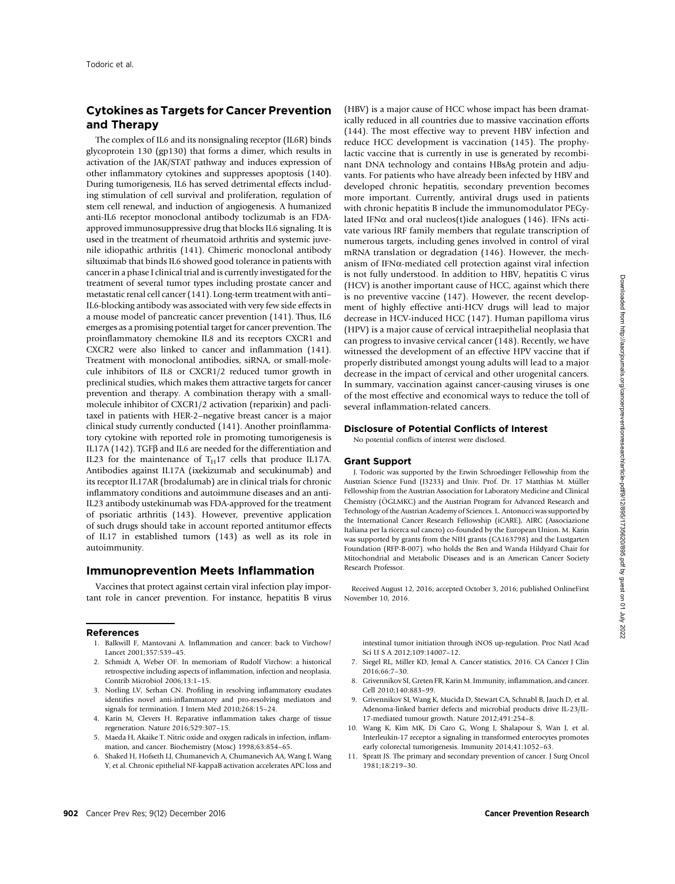## Cytokines as Targets for Cancer Prevention and Therapy

The complex of IL6 and its nonsignaling receptor (IL6R) binds glycoprotein 130 (gp130) that forms a dimer, which results in activation of the JAK/STAT pathway and induces expression of other inflammatory cytokines and suppresses apoptosis (140). During tumorigenesis, IL6 has served detrimental effects including stimulation of cell survival and proliferation, regulation of stem cell renewal, and induction of angiogenesis. A humanized anti-IL6 receptor monoclonal antibody toclizumab is an FDA-approved immunosuppressive drug that blocks IL6 signaling. It is used in the treatment of rheumatoid arthritis and systemic juvenile idiopathic arthritis (141). Chimeric monoclonal antibody siltuximab that binds IL6 showed good tolerance in patients with cancer in a phase I clinical trial and is currently investigated for the treatment of several tumor types including prostate cancer and metastatic renal cell cancer (141). Long-term treatment with anti–IL6-blocking antibody was associated with very few side effects in a mouse model of pancreatic cancer prevention (141). Thus, IL6 emerges as a promising potential target for cancer prevention. The proinflammatory chemokine IL8 and its receptors CXCR1 and CXCR2 were also linked to cancer and inflammation (141). Treatment with monoclonal antibodies, siRNA, or small-molecule inhibitors of IL8 or CXCR1/2 reduced tumor growth in preclinical studies, which makes them attractive targets for cancer prevention and therapy. A combination therapy with a small-molecule inhibitor of CXCR1/2 activation (reparixin) and paclitaxel in patients with HER-2–negative breast cancer is a major clinical study currently conducted (141). Another proinflammatory cytokine with reported role in promoting tumorigenesis is IL17A (142). TGFβ and IL6 are needed for the differentiation and IL23 for the maintenance of $T_H17$ cells that produce IL17A. Antibodies against IL17A (ixekizumab and secukinumab) and its receptor IL17AR (brodalumab) are in clinical trials for chronic inflammatory conditions and autoimmune diseases and an anti-IL23 antibody ustekinumab was FDA-approved for the treatment of psoriatic arthritis (143). However, preventive application of such drugs should take in account reported antitumor effects of IL17 in established tumors (143) as well as its role in autoimmunity.

## Immunoprevention Meets Inflammation

Vaccines that protect against certain viral infection play important role in cancer prevention. For instance, hepatitis B virus (HBV) is a major cause of HCC whose impact has been dramatically reduced in all countries due to massive vaccination efforts (144). The most effective way to prevent HBV infection and reduce HCC development is vaccination (145). The prophylactic vaccine that is currently in use is generated by recombinant DNA technology and contains HBsAg protein and adjuvants. For patients who have already been infected by HBV and developed chronic hepatitis, secondary prevention becomes more important. Currently, antiviral drugs used in patients with chronic hepatitis B include the immunomodulator PEGylated IFNα and oral nucleos(t)ide analogues (146). IFNs activate various IRF family members that regulate transcription of numerous targets, including genes involved in control of viral mRNA translation or degradation (146). However, the mechanism of IFNα-mediated cell protection against viral infection is not fully understood. In addition to HBV, hepatitis C virus (HCV) is another important cause of HCC, against which there is no preventive vaccine (147). However, the recent development of highly effective anti-HCV drugs will lead to major decrease in HCV-induced HCC (147). Human papilloma virus (HPV) is a major cause of cervical intraepithelial neoplasia that can progress to invasive cervical cancer (148). Recently, we have witnessed the development of an effective HPV vaccine that if properly distributed amongst young adults will lead to a major decrease in the impact of cervical and other urogenital cancers. In summary, vaccination against cancer-causing viruses is one of the most effective and economical ways to reduce the toll of several inflammation-related cancers.

### Disclosure of Potential Conflicts of Interest

No potential conflicts of interest were disclosed.

### Grant Support

J. Todoric was supported by the Erwin Schroedinger Fellowship from the Austrian Science Fund (J3233) and Univ. Prof. Dr. 17 Matthias M. Müller Fellowship from the Austrian Association for Laboratory Medicine and Clinical Chemistry (ÖGLMKC) and the Austrian Program for Advanced Research and Technology of the Austrian Academy of Sciences. L. Antonucci was supported by the International Cancer Research Fellowship (iCARE), AIRC (Associazione Italiana per la ricerca sul cancro) co-founded by the European Union. M. Karin was supported by grants from the NIH grants (CA163798) and the Lustgarten Foundation (RFP-B-007). who holds the Ben and Wanda Hildyard Chair for Mitochondrial and Metabolic Diseases and is an American Cancer Society Research Professor.

Received August 12, 2016; accepted October 3, 2016; published OnlineFirst November 10, 2016.

## References

1. Balkwill F, Mantovani A. Inflammation and cancer: back to Virchow? Lancet 2001;357:539–45.
2. Schmidt A, Weber OF. In memoriam of Rudolf Virchow: a historical retrospective including aspects of inflammation, infection and neoplasia. Contrib Microbiol 2006;13:1–15.
3. Norling LV, Serhan CN. Profiling in resolving inflammatory exudates identifies novel anti-inflammatory and pro-resolving mediators and signals for termination. J Intern Med 2010;268:15–24.
4. Karin M, Clevers H. Reparative inflammation takes charge of tissue regeneration. Nature 2016;529:307–15.
5. Maeda H, Akaike T. Nitric oxide and oxygen radicals in infection, inflammation, and cancer. Biochemistry (Mosc) 1998;63:854–65.
6. Shaked H, Hofseth LJ, Chumanevich A, Chumanevich AA, Wang J, Wang Y, et al. Chronic epithelial NF-kappaB activation accelerates APC loss and intestinal tumor initiation through iNOS up-regulation. Proc Natl Acad Sci U S A 2012;109:14007–12.
7. Siegel RL, Miller KD, Jemal A. Cancer statistics, 2016. CA Cancer J Clin 2016;66:7–30.
8. Grivennikov SI, Greten FR, Karin M. Immunity, inflammation, and cancer. Cell 2010;140:883–99.
9. Grivennikov SI, Wang K, Mucida D, Stewart CA, Schnabl B, Jauch D, et al. Adenoma-linked barrier defects and microbial products drive IL-23/IL-17-mediated tumour growth. Nature 2012;491:254–8.
10. Wang K, Kim MK, Di Caro G, Wong J, Shalapour S, Wan J, et al. Interleukin-17 receptor a signaling in transformed enterocytes promotes early colorectal tumorigenesis. Immunity 2014;41:1052–63.
11. Spratt JS. The primary and secondary prevention of cancer. J Surg Oncol 1981;18:219–30.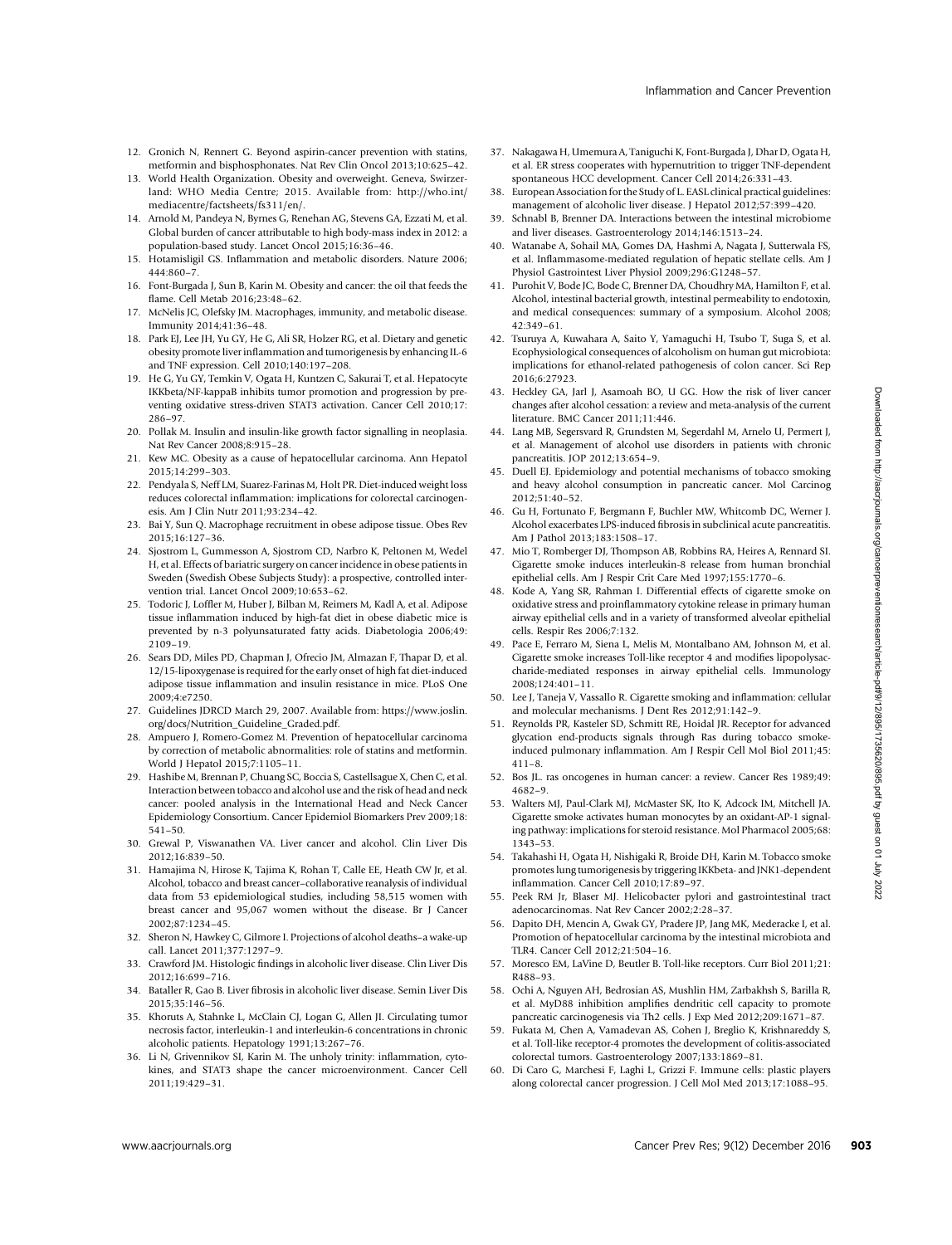12. Gronich N, Rennert G. Beyond aspirin-cancer prevention with statins, metformin and bisphosphonates. Nat Rev Clin Oncol 2013;10:625–42.
13. World Health Organization. Obesity and overweight. Geneva, Swirzerland: WHO Media Centre; 2015. Available from: http://who.int/mediacentre/factsheets/fs311/en/.
14. Arnold M, Pandeya N, Byrnes G, Renehan AG, Stevens GA, Ezzati M, et al. Global burden of cancer attributable to high body-mass index in 2012: a population-based study. Lancet Oncol 2015;16:36–46.
15. Hotamisligil GS. Inflammation and metabolic disorders. Nature 2006; 444:860–7.
16. Font-Burgada J, Sun B, Karin M. Obesity and cancer: the oil that feeds the flame. Cell Metab 2016;23:48–62.
17. McNelis JC, Olefsky JM. Macrophages, immunity, and metabolic disease. Immunity 2014;41:36–48.
18. Park EJ, Lee JH, Yu GY, He G, Ali SR, Holzer RG, et al. Dietary and genetic obesity promote liver inflammation and tumorigenesis by enhancing IL-6 and TNF expression. Cell 2010;140:197–208.
19. He G, Yu GY, Temkin V, Ogata H, Kuntzen C, Sakurai T, et al. Hepatocyte IKKbeta/NF-kappaB inhibits tumor promotion and progression by preventing oxidative stress-driven STAT3 activation. Cancer Cell 2010;17: 286–97.
20. Pollak M. Insulin and insulin-like growth factor signalling in neoplasia. Nat Rev Cancer 2008;8:915–28.
21. Kew MC. Obesity as a cause of hepatocellular carcinoma. Ann Hepatol 2015;14:299–303.
22. Pendyala S, Neff LM, Suarez-Farinas M, Holt PR. Diet-induced weight loss reduces colorectal inflammation: implications for colorectal carcinogenesis. Am J Clin Nutr 2011;93:234–42.
23. Bai Y, Sun Q. Macrophage recruitment in obese adipose tissue. Obes Rev 2015;16:127–36.
24. Sjostrom L, Gummesson A, Sjostrom CD, Narbro K, Peltonen M, Wedel H, et al. Effects of bariatric surgery on cancer incidence in obese patients in Sweden (Swedish Obese Subjects Study): a prospective, controlled intervention trial. Lancet Oncol 2009;10:653–62.
25. Todoric J, Loffler M, Huber J, Bilban M, Reimers M, Kadl A, et al. Adipose tissue inflammation induced by high-fat diet in obese diabetic mice is prevented by n-3 polyunsaturated fatty acids. Diabetologia 2006;49: 2109–19.
26. Sears DD, Miles PD, Chapman J, Ofrecio JM, Almazan F, Thapar D, et al. 12/15-lipoxygenase is required for the early onset of high fat diet-induced adipose tissue inflammation and insulin resistance in mice. PLoS One 2009;4:e7250.
27. Guidelines JDRCD March 29, 2007. Available from: https://www.joslin.org/docs/Nutrition_Guideline_Graded.pdf.
28. Ampuero J, Romero-Gomez M. Prevention of hepatocellular carcinoma by correction of metabolic abnormalities: role of statins and metformin. World J Hepatol 2015;7:1105–11.
29. Hashibe M, Brennan P, Chuang SC, Boccia S, Castellsague X, Chen C, et al. Interaction between tobacco and alcohol use and the risk of head and neck cancer: pooled analysis in the International Head and Neck Cancer Epidemiology Consortium. Cancer Epidemiol Biomarkers Prev 2009;18: 541–50.
30. Grewal P, Viswanathen VA. Liver cancer and alcohol. Clin Liver Dis 2012;16:839–50.
31. Hamajima N, Hirose K, Tajima K, Rohan T, Calle EE, Heath CW Jr, et al. Alcohol, tobacco and breast cancer–collaborative reanalysis of individual data from 53 epidemiological studies, including 58,515 women with breast cancer and 95,067 women without the disease. Br J Cancer 2002;87:1234–45.
32. Sheron N, Hawkey C, Gilmore I. Projections of alcohol deaths–a wake-up call. Lancet 2011;377:1297–9.
33. Crawford JM. Histologic findings in alcoholic liver disease. Clin Liver Dis 2012;16:699–716.
34. Bataller R, Gao B. Liver fibrosis in alcoholic liver disease. Semin Liver Dis 2015;35:146–56.
35. Khoruts A, Stahnke L, McClain CJ, Logan G, Allen JI. Circulating tumor necrosis factor, interleukin-1 and interleukin-6 concentrations in chronic alcoholic patients. Hepatology 1991;13:267–76.
36. Li N, Grivennikov SI, Karin M. The unholy trinity: inflammation, cytokines, and STAT3 shape the cancer microenvironment. Cancer Cell 2011;19:429–31.
37. Nakagawa H, Umemura A, Taniguchi K, Font-Burgada J, Dhar D, Ogata H, et al. ER stress cooperates with hypernutrition to trigger TNF-dependent spontaneous HCC development. Cancer Cell 2014;26:331–43.
38. European Association for the Study of L. EASL clinical practical guidelines: management of alcoholic liver disease. J Hepatol 2012;57:399–420.
39. Schnabl B, Brenner DA. Interactions between the intestinal microbiome and liver diseases. Gastroenterology 2014;146:1513–24.
40. Watanabe A, Sohail MA, Gomes DA, Hashmi A, Nagata J, Sutterwala FS, et al. Inflammasome-mediated regulation of hepatic stellate cells. Am J Physiol Gastrointest Liver Physiol 2009;296:G1248–57.
41. Purohit V, Bode JC, Bode C, Brenner DA, Choudhry MA, Hamilton F, et al. Alcohol, intestinal bacterial growth, intestinal permeability to endotoxin, and medical consequences: summary of a symposium. Alcohol 2008; 42:349–61.
42. Tsuruya A, Kuwahara A, Saito Y, Yamaguchi H, Tsubo T, Suga S, et al. Ecophysiological consequences of alcoholism on human gut microbiota: implications for ethanol-related pathogenesis of colon cancer. Sci Rep 2016;6:27923.
43. Heckley GA, Jarl J, Asamoah BO, U GG. How the risk of liver cancer changes after alcohol cessation: a review and meta-analysis of the current literature. BMC Cancer 2011;11:446.
44. Lang MB, Segersvard R, Grundsten M, Segerdahl M, Arnelo U, Permert J, et al. Management of alcohol use disorders in patients with chronic pancreatitis. JOP 2012;13:654–9.
45. Duell EJ. Epidemiology and potential mechanisms of tobacco smoking and heavy alcohol consumption in pancreatic cancer. Mol Carcinog 2012;51:40–52.
46. Gu H, Fortunato F, Bergmann F, Buchler MW, Whitcomb DC, Werner J. Alcohol exacerbates LPS-induced fibrosis in subclinical acute pancreatitis. Am J Pathol 2013;183:1508–17.
47. Mio T, Romberger DJ, Thompson AB, Robbins RA, Heires A, Rennard SI. Cigarette smoke induces interleukin-8 release from human bronchial epithelial cells. Am J Respir Crit Care Med 1997;155:1770–6.
48. Kode A, Yang SR, Rahman I. Differential effects of cigarette smoke on oxidative stress and proinflammatory cytokine release in primary human airway epithelial cells and in a variety of transformed alveolar epithelial cells. Respir Res 2006;7:132.
49. Pace E, Ferraro M, Siena L, Melis M, Montalbano AM, Johnson M, et al. Cigarette smoke increases Toll-like receptor 4 and modifies lipopolysaccharide-mediated responses in airway epithelial cells. Immunology 2008;124:401–11.
50. Lee J, Taneja V, Vassallo R. Cigarette smoking and inflammation: cellular and molecular mechanisms. J Dent Res 2012;91:142–9.
51. Reynolds PR, Kasteler SD, Schmitt RE, Hoidal JR. Receptor for advanced glycation end-products signals through Ras during tobacco smoke-induced pulmonary inflammation. Am J Respir Cell Mol Biol 2011;45: 411–8.
52. Bos JL. ras oncogenes in human cancer: a review. Cancer Res 1989;49: 4682–9.
53. Walters MJ, Paul-Clark MJ, McMaster SK, Ito K, Adcock IM, Mitchell JA. Cigarette smoke activates human monocytes by an oxidant-AP-1 signaling pathway: implications for steroid resistance. Mol Pharmacol 2005;68: 1343–53.
54. Takahashi H, Ogata H, Nishigaki R, Broide DH, Karin M. Tobacco smoke promotes lung tumorigenesis by triggering IKKbeta- and JNK1-dependent inflammation. Cancer Cell 2010;17:89–97.
55. Peek RM Jr, Blaser MJ. Helicobacter pylori and gastrointestinal tract adenocarcinomas. Nat Rev Cancer 2002;2:28–37.
56. Dapito DH, Mencin A, Gwak GY, Pradere JP, Jang MK, Mederacke I, et al. Promotion of hepatocellular carcinoma by the intestinal microbiota and TLR4. Cancer Cell 2012;21:504–16.
57. Moresco EM, LaVine D, Beutler B. Toll-like receptors. Curr Biol 2011;21: R488–93.
58. Ochi A, Nguyen AH, Bedrosian AS, Mushlin HM, Zarbakhsh S, Barilla R, et al. MyD88 inhibition amplifies dendritic cell capacity to promote pancreatic carcinogenesis via Th2 cells. J Exp Med 2012;209:1671–87.
59. Fukata M, Chen A, Vamadevan AS, Cohen J, Breglio K, Krishnareddy S, et al. Toll-like receptor-4 promotes the development of colitis-associated colorectal tumors. Gastroenterology 2007;133:1869–81.
60. Di Caro G, Marchesi F, Laghi L, Grizzi F. Immune cells: plastic players along colorectal cancer progression. J Cell Mol Med 2013;17:1088–95.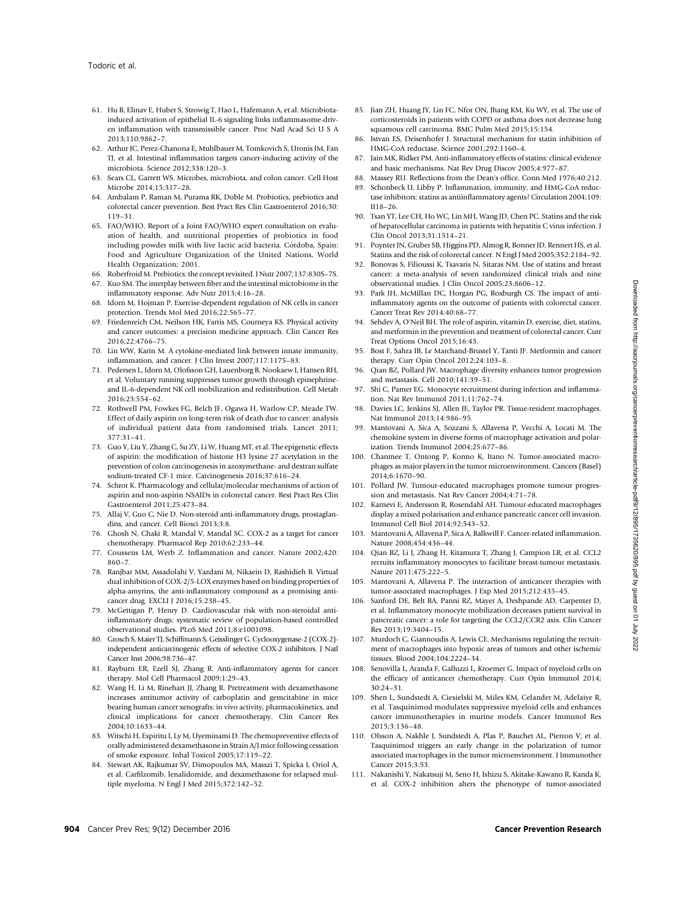61. Hu B, Elinav E, Huber S, Strowig T, Hao L, Hafemann A, et al. Microbiota-induced activation of epithelial IL-6 signaling links inflammasome-driven inflammation with transmissible cancer. Proc Natl Acad Sci U S A 2013;110:9862–7.
62. Arthur JC, Perez-Chanona E, Muhlbauer M, Tomkovich S, Uronis JM, Fan TJ, et al. Intestinal inflammation targets cancer-inducing activity of the microbiota. Science 2012;338:120–3.
63. Sears CL, Garrett WS. Microbes, microbiota, and colon cancer. Cell Host Microbe 2014;15:317–28.
64. Ambalam P, Raman M, Purama RK, Doble M. Probiotics, prebiotics and colorectal cancer prevention. Best Pract Res Clin Gastroenterol 2016;30:119–31.
65. FAO/WHO. Report of a Joint FAO/WHO expert consultation on evaluation of health, and nutritional properties of probiotics in food including powder milk with live lactic acid bacteria. Córdoba, Spain: Food and Agriculture Organization of the United Nations, World Health Organization; 2001.
66. Roberfroid M. Prebiotics: the concept revisited. J Nutr 2007;137:830S–7S.
67. Kuo SM. The interplay between fiber and the intestinal microbiome in the inflammatory response. Adv Nutr 2013;4:16–28.
68. Idorn M, Hojman P. Exercise-dependent regulation of NK cells in cancer protection. Trends Mol Med 2016;22:565–77.
69. Friedenreich CM, Neilson HK, Farris MS, Courneya KS. Physical activity and cancer outcomes: a precision medicine approach. Clin Cancer Res 2016;22:4766–75.
70. Lin WW, Karin M. A cytokine-mediated link between innate immunity, inflammation, and cancer. J Clin Invest 2007;117:1175–83.
71. Pedersen L, Idorn M, Olofsson GH, Lauenborg B, Nookaew I, Hansen RH, et al. Voluntary running suppresses tumor growth through epinephrine- and IL-6-dependent NK cell mobilization and redistribution. Cell Metab 2016;23:554–62.
72. Rothwell PM, Fowkes FG, Belch JF, Ogawa H, Warlow CP, Meade TW. Effect of daily aspirin on long-term risk of death due to cancer: analysis of individual patient data from randomised trials. Lancet 2011;377:31–41.
73. Guo Y, Liu Y, Zhang C, Su ZY, Li W, Huang MT, et al. The epigenetic effects of aspirin: the modification of histone H3 lysine 27 acetylation in the prevention of colon carcinogenesis in azoxymethane- and dextran sulfate sodium-treated CF-1 mice. Carcinogenesis 2016;37:616–24.
74. Schror K. Pharmacology and cellular/molecular mechanisms of action of aspirin and non-aspirin NSAIDs in colorectal cancer. Best Pract Res Clin Gastroenterol 2011;25:473–84.
75. Allaj V, Guo C, Nie D. Non-steroid anti-inflammatory drugs, prostaglandins, and cancer. Cell Biosci 2013;3:8.
76. Ghosh N, Chaki R, Mandal V, Mandal SC. COX-2 as a target for cancer chemotherapy. Pharmacol Rep 2010;62:233–44.
77. Coussens LM, Werb Z. Inflammation and cancer. Nature 2002;420:860–7.
78. Ranjbar MM, Assadolahi V, Yazdani M, Nikaein D, Rashidieh B. Virtual dual inhibition of COX-2/5-LOX enzymes based on binding properties of alpha-amyrins, the anti-inflammatory compound as a promising anti-cancer drug. EXCLI J 2016;15:238–45.
79. McGettigan P, Henry D. Cardiovascular risk with non-steroidal anti-inflammatory drugs: systematic review of population-based controlled observational studies. PLoS Med 2011;8:e1001098.
80. Grosch S, Maier TJ, Schiffmann S, Geisslinger G. Cyclooxygenase-2 (COX-2)-independent anticarcinogenic effects of selective COX-2 inhibitors. J Natl Cancer Inst 2006;98:736–47.
81. Rayburn ER, Ezell SJ, Zhang R. Anti-inflammatory agents for cancer therapy. Mol Cell Pharmacol 2009;1:29–43.
82. Wang H, Li M, Rinehart JJ, Zhang R. Pretreatment with dexamethasone increases antitumor activity of carboplatin and gemcitabine in mice bearing human cancer xenografts: in vivo activity, pharmacokinetics, and clinical implications for cancer chemotherapy. Clin Cancer Res 2004;10:1633–44.
83. Witschi H, Espiritu I, Ly M, Uyeminami D. The chemopreventive effects of orally administered dexamethasone in Strain A/J mice following cessation of smoke exposure. Inhal Toxicol 2005;17:119–22.
84. Stewart AK, Rajkumar SV, Dimopoulos MA, Masszi T, Spicka I, Oriol A, et al. Carfilzomib, lenalidomide, and dexamethasone for relapsed multiple myeloma. N Engl J Med 2015;372:142–52.
85. Jian ZH, Huang JY, Lin FC, Nfor ON, Jhang KM, Ku WY, et al. The use of corticosteroids in patients with COPD or asthma does not decrease lung squamous cell carcinoma. BMC Pulm Med 2015;15:154.
86. Istvan ES, Deisenhofer J. Structural mechanism for statin inhibition of HMG-CoA reductase. Science 2001;292:1160–4.
87. Jain MK, Ridker PM. Anti-inflammatory effects of statins: clinical evidence and basic mechanisms. Nat Rev Drug Discov 2005;4:977–87.
88. Massey RU. Reflections from the Dean's office. Conn Med 1976;40:212.
89. Schonbeck U, Libby P. Inflammation, immunity, and HMG-CoA reductase inhibitors: statins as antiinflammatory agents? Circulation 2004;109:II18–26.
90. Tsan YT, Lee CH, Ho WC, Lin MH, Wang JD, Chen PC. Statins and the risk of hepatocellular carcinoma in patients with hepatitis C virus infection. J Clin Oncol 2013;31:1514–21.
91. Poynter JN, Gruber SB, Higgins PD, Almog R, Bonner JD, Rennert HS, et al. Statins and the risk of colorectal cancer. N Engl J Med 2005;352:2184–92.
92. Bonovas S, Filioussi K, Tsavaris N, Sitaras NM. Use of statins and breast cancer: a meta-analysis of seven randomized clinical trials and nine observational studies. J Clin Oncol 2005;23:8606–12.
93. Park JH, McMillan DC, Horgan PG, Roxburgh CS. The impact of anti-inflammatory agents on the outcome of patients with colorectal cancer. Cancer Treat Rev 2014;40:68–77.
94. Sehdev A, O'Neil BH. The role of aspirin, vitamin D, exercise, diet, statins, and metformin in the prevention and treatment of colorectal cancer. Curr Treat Options Oncol 2015;16:43.
95. Bost F, Sahra IB, Le Marchand-Brustel Y, Tanti JF. Metformin and cancer therapy. Curr Opin Oncol 2012;24:103–8.
96. Qian BZ, Pollard JW. Macrophage diversity enhances tumor progression and metastasis. Cell 2010;141:39–51.
97. Shi C, Pamer EG. Monocyte recruitment during infection and inflammation. Nat Rev Immunol 2011;11:762–74.
98. Davies LC, Jenkins SJ, Allen JE, Taylor PR. Tissue-resident macrophages. Nat Immunol 2013;14:986–95.
99. Mantovani A, Sica A, Sozzani S, Allavena P, Vecchi A, Locati M. The chemokine system in diverse forms of macrophage activation and polarization. Trends Immunol 2004;25:677–86.
100. Chanmee T, Ontong P, Konno K, Itano N. Tumor-associated macrophages as major players in the tumor microenvironment. Cancers (Basel) 2014;6:1670–90.
101. Pollard JW. Tumour-educated macrophages promote tumour progression and metastasis. Nat Rev Cancer 2004;4:71–78.
102. Karnevi E, Andersson R, Rosendahl AH. Tumour-educated macrophages display a mixed polarisation and enhance pancreatic cancer cell invasion. Immunol Cell Biol 2014;92:543–52.
103. Mantovani A, Allavena P, Sica A, Balkwill F. Cancer-related inflammation. Nature 2008;454:436–44.
104. Qian BZ, Li J, Zhang H, Kitamura T, Zhang J, Campion LR, et al. CCL2 recruits inflammatory monocytes to facilitate breast-tumour metastasis. Nature 2011;475:222–5.
105. Mantovani A, Allavena P. The interaction of anticancer therapies with tumor-associated macrophages. J Exp Med 2015;212:435–45.
106. Sanford DE, Belt BA, Panni RZ, Mayer A, Deshpande AD, Carpenter D, et al. Inflammatory monocyte mobilization decreases patient survival in pancreatic cancer: a role for targeting the CCL2/CCR2 axis. Clin Cancer Res 2013;19:3404–15.
107. Murdoch C, Giannoudis A, Lewis CE. Mechanisms regulating the recruitment of macrophages into hypoxic areas of tumors and other ischemic tissues. Blood 2004;104:2224–34.
108. Senovilla L, Aranda F, Galluzzi L, Kroemer G. Impact of myeloid cells on the efficacy of anticancer chemotherapy. Curr Opin Immunol 2014;30:24–31.
109. Shen L, Sundstedt A, Ciesielski M, Miles KM, Celander M, Adelaiye R, et al. Tasquinimod modulates suppressive myeloid cells and enhances cancer immunotherapies in murine models. Cancer Immunol Res 2015;3:136–48.
110. Olsson A, Nakhle J, Sundstedt A, Plas P, Bauchet AL, Pierron V, et al. Tasquinimod triggers an early change in the polarization of tumor associated macrophages in the tumor microenvironment. J Immunother Cancer 2015;3:53.
111. Nakanishi Y, Nakatsuji M, Seno H, Ishizu S, Akitake-Kawano R, Kanda K, et al. COX-2 inhibition alters the phenotype of tumor-associated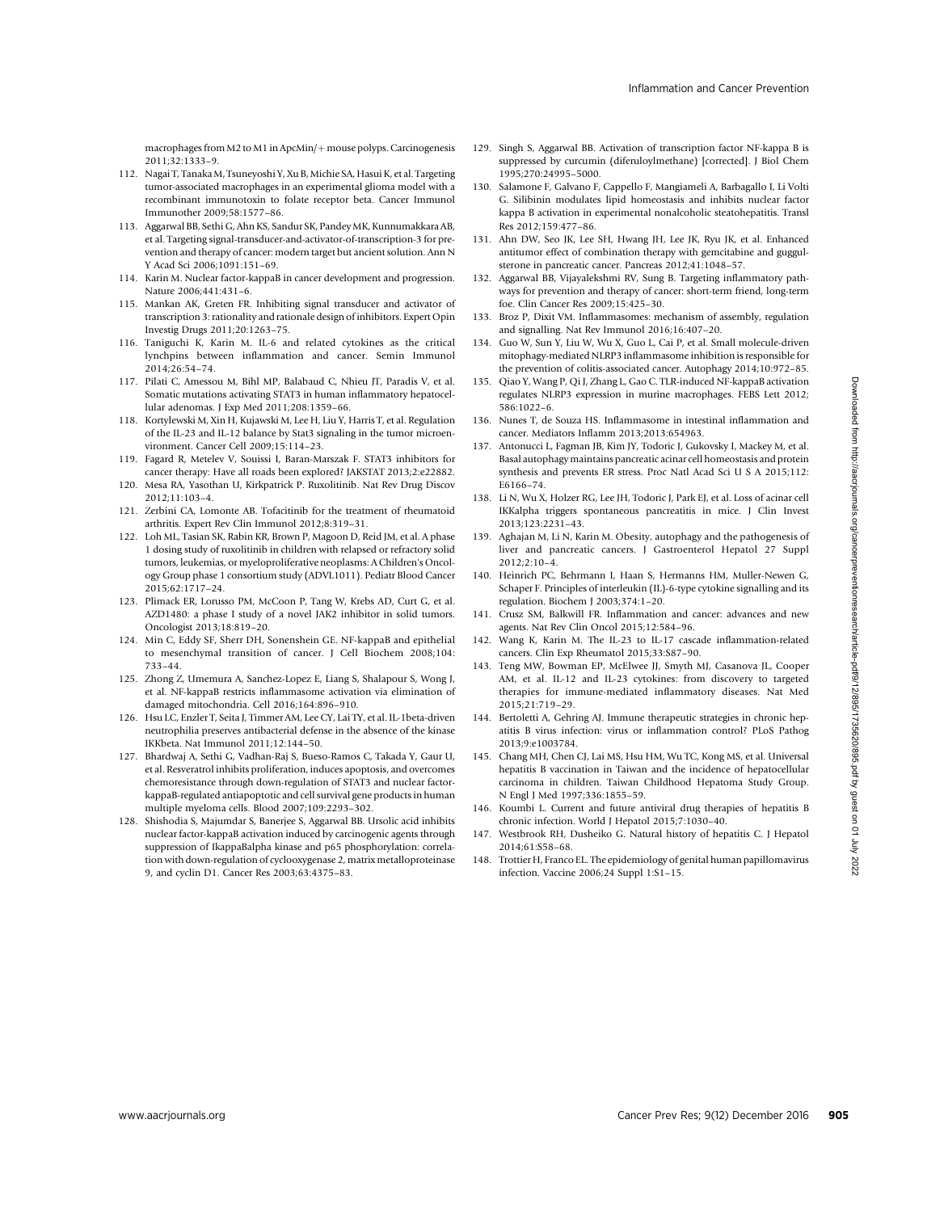macrophages from M2 to M1 in ApcMin/+ mouse polyps. Carcinogenesis 2011;32:1333–9.

112. Nagai T, Tanaka M, Tsuneyoshi Y, Xu B, Michie SA, Hasui K, et al. Targeting tumor-associated macrophages in an experimental glioma model with a recombinant immunotoxin to folate receptor beta. Cancer Immunol Immunother 2009;58:1577–86.
113. Aggarwal BB, Sethi G, Ahn KS, Sandur SK, Pandey MK, Kunnumakkara AB, et al. Targeting signal-transducer-and-activator-of-transcription-3 for prevention and therapy of cancer: modern target but ancient solution. Ann N Y Acad Sci 2006;1091:151–69.
114. Karin M. Nuclear factor-kappaB in cancer development and progression. Nature 2006;441:431–6.
115. Mankan AK, Greten FR. Inhibiting signal transducer and activator of transcription 3: rationality and rationale design of inhibitors. Expert Opin Investig Drugs 2011;20:1263–75.
116. Taniguchi K, Karin M. IL-6 and related cytokines as the critical lynchpins between inflammation and cancer. Semin Immunol 2014;26:54–74.
117. Pilati C, Amessou M, Bihl MP, Balabaud C, Nhieu JT, Paradis V, et al. Somatic mutations activating STAT3 in human inflammatory hepatocellular adenomas. J Exp Med 2011;208:1359–66.
118. Kortylewski M, Xin H, Kujawski M, Lee H, Liu Y, Harris T, et al. Regulation of the IL-23 and IL-12 balance by Stat3 signaling in the tumor microenvironment. Cancer Cell 2009;15:114–23.
119. Fagard R, Metelev V, Souissi I, Baran-Marszak F. STAT3 inhibitors for cancer therapy: Have all roads been explored? JAKSTAT 2013;2:e22882.
120. Mesa RA, Yasothan U, Kirkpatrick P. Ruxolitinib. Nat Rev Drug Discov 2012;11:103–4.
121. Zerbini CA, Lomonte AB. Tofacitinib for the treatment of rheumatoid arthritis. Expert Rev Clin Immunol 2012;8:319–31.
122. Loh ML, Tasian SK, Rabin KR, Brown P, Magoon D, Reid JM, et al. A phase 1 dosing study of ruxolitinib in children with relapsed or refractory solid tumors, leukemias, or myeloproliferative neoplasms: A Children's Oncology Group phase 1 consortium study (ADVL1011). Pediatr Blood Cancer 2015;62:1717–24.
123. Plimack ER, Lorusso PM, McCoon P, Tang W, Krebs AD, Curt G, et al. AZD1480: a phase I study of a novel JAK2 inhibitor in solid tumors. Oncologist 2013;18:819–20.
124. Min C, Eddy SF, Sherr DH, Sonenshein GE. NF-kappaB and epithelial to mesenchymal transition of cancer. J Cell Biochem 2008;104:733–44.
125. Zhong Z, Umemura A, Sanchez-Lopez E, Liang S, Shalapour S, Wong J, et al. NF-kappaB restricts inflammasome activation via elimination of damaged mitochondria. Cell 2016;164:896–910.
126. Hsu LC, Enzler T, Seita J, Timmer AM, Lee CY, Lai TY, et al. IL-1beta-driven neutrophilia preserves antibacterial defense in the absence of the kinase IKKbeta. Nat Immunol 2011;12:144–50.
127. Bhardwaj A, Sethi G, Vadhan-Raj S, Bueso-Ramos C, Takada Y, Gaur U, et al. Resveratrol inhibits proliferation, induces apoptosis, and overcomes chemoresistance through down-regulation of STAT3 and nuclear factor-kappaB-regulated antiapoptotic and cell survival gene products in human multiple myeloma cells. Blood 2007;109:2293–302.
128. Shishodia S, Majumdar S, Banerjee S, Aggarwal BB. Ursolic acid inhibits nuclear factor-kappaB activation induced by carcinogenic agents through suppression of IkappaBalpha kinase and p65 phosphorylation: correlation with down-regulation of cyclooxygenase 2, matrix metalloproteinase 9, and cyclin D1. Cancer Res 2003;63:4375–83.
129. Singh S, Aggarwal BB. Activation of transcription factor NF-kappa B is suppressed by curcumin (diferuloylmethane) [corrected]. J Biol Chem 1995;270:24995–5000.
130. Salamone F, Galvano F, Cappello F, Mangiameli A, Barbagallo I, Li Volti G. Silibinin modulates lipid homeostasis and inhibits nuclear factor kappa B activation in experimental nonalcoholic steatohepatitis. Transl Res 2012;159:477–86.
131. Ahn DW, Seo JK, Lee SH, Hwang JH, Lee JK, Ryu JK, et al. Enhanced antitumor effect of combination therapy with gemcitabine and guggulsterone in pancreatic cancer. Pancreas 2012;41:1048–57.
132. Aggarwal BB, Vijayalekshmi RV, Sung B. Targeting inflammatory pathways for prevention and therapy of cancer: short-term friend, long-term foe. Clin Cancer Res 2009;15:425–30.
133. Broz P, Dixit VM. Inflammasomes: mechanism of assembly, regulation and signalling. Nat Rev Immunol 2016;16:407–20.
134. Guo W, Sun Y, Liu W, Wu X, Guo L, Cai P, et al. Small molecule-driven mitophagy-mediated NLRP3 inflammasome inhibition is responsible for the prevention of colitis-associated cancer. Autophagy 2014;10:972–85.
135. Qiao Y, Wang P, Qi J, Zhang L, Gao C. TLR-induced NF-kappaB activation regulates NLRP3 expression in murine macrophages. FEBS Lett 2012;586:1022–6.
136. Nunes T, de Souza HS. Inflammasome in intestinal inflammation and cancer. Mediators Inflamm 2013;2013:654963.
137. Antonucci L, Fagman JB, Kim JY, Todoric J, Gukovsky I, Mackey M, et al. Basal autophagy maintains pancreatic acinar cell homeostasis and protein synthesis and prevents ER stress. Proc Natl Acad Sci U S A 2015;112:E6166–74.
138. Li N, Wu X, Holzer RG, Lee JH, Todoric J, Park EJ, et al. Loss of acinar cell IKKalpha triggers spontaneous pancreatitis in mice. J Clin Invest 2013;123:2231–43.
139. Aghajan M, Li N, Karin M. Obesity, autophagy and the pathogenesis of liver and pancreatic cancers. J Gastroenterol Hepatol 27 Suppl 2012;2:10–4.
140. Heinrich PC, Behrmann I, Haan S, Hermanns HM, Muller-Newen G, Schaper F. Principles of interleukin (IL)-6-type cytokine signalling and its regulation. Biochem J 2003;374:1–20.
141. Crusz SM, Balkwill FR. Inflammation and cancer: advances and new agents. Nat Rev Clin Oncol 2015;12:584–96.
142. Wang K, Karin M. The IL-23 to IL-17 cascade inflammation-related cancers. Clin Exp Rheumatol 2015;33:S87–90.
143. Teng MW, Bowman EP, McElwee JJ, Smyth MJ, Casanova JL, Cooper AM, et al. IL-12 and IL-23 cytokines: from discovery to targeted therapies for immune-mediated inflammatory diseases. Nat Med 2015;21:719–29.
144. Bertoletti A, Gehring AJ. Immune therapeutic strategies in chronic hepatitis B virus infection: virus or inflammation control? PLoS Pathog 2013;9:e1003784.
145. Chang MH, Chen CJ, Lai MS, Hsu HM, Wu TC, Kong MS, et al. Universal hepatitis B vaccination in Taiwan and the incidence of hepatocellular carcinoma in children. Taiwan Childhood Hepatoma Study Group. N Engl J Med 1997;336:1855–59.
146. Koumbi L. Current and future antiviral drug therapies of hepatitis B chronic infection. World J Hepatol 2015;7:1030–40.
147. Westbrook RH, Dusheiko G. Natural history of hepatitis C. J Hepatol 2014;61:S58–68.
148. Trottier H, Franco EL. The epidemiology of genital human papillomavirus infection. Vaccine 2006;24 Suppl 1:S1–15.